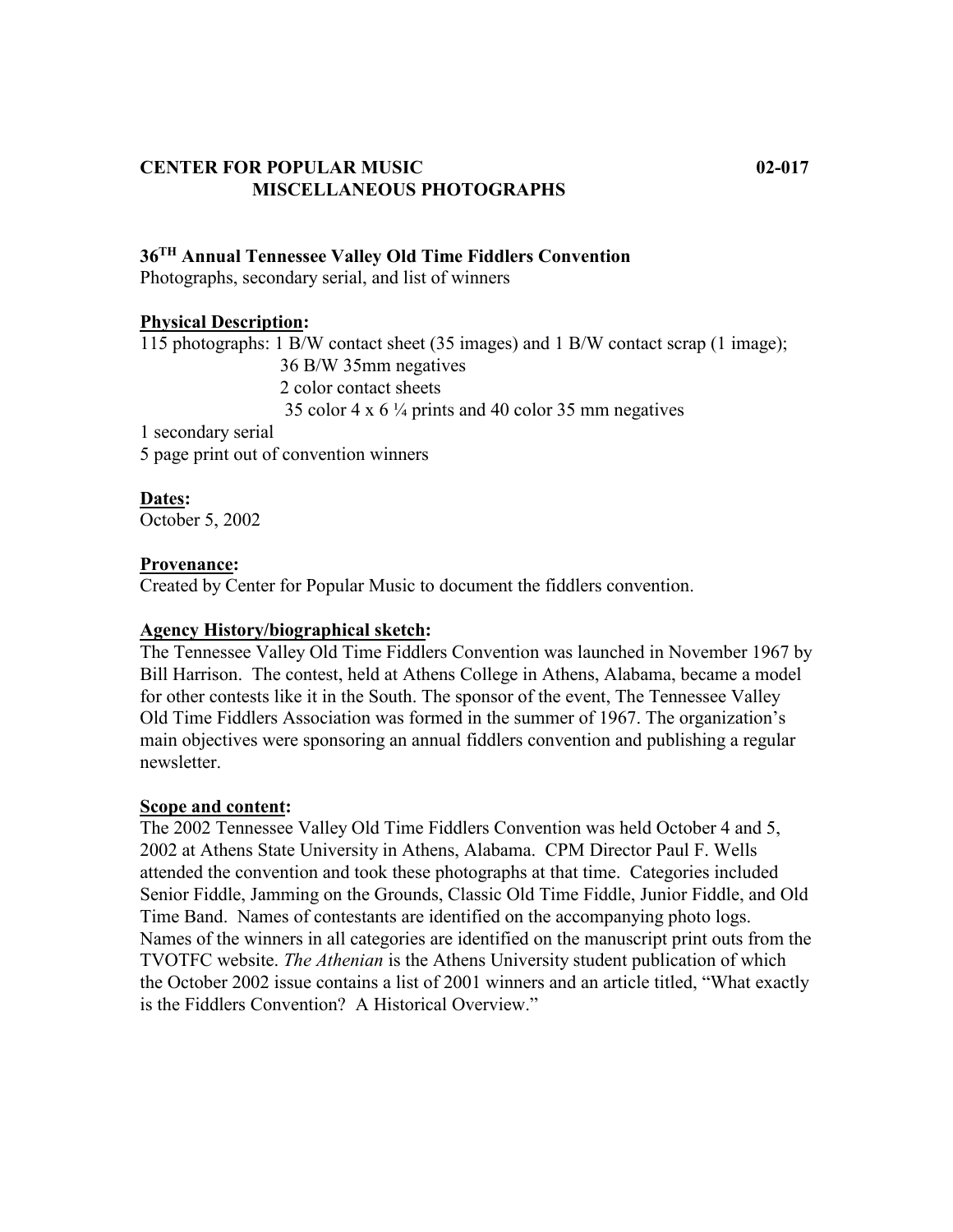**CENTER FOR POPULAR MUSIC** **02-017**
**MISCELLANEOUS PHOTOGRAPHS**

## 36TH Annual Tennessee Valley Old Time Fiddlers Convention

Photographs, secondary serial, and list of winners

**Physical Description:**

115 photographs: 1 B/W contact sheet (35 images) and 1 B/W contact scrap (1 image);
36 B/W 35mm negatives
2 color contact sheets
35 color 4 x 6 ¼ prints and 40 color 35 mm negatives
1 secondary serial
5 page print out of convention winners

**Dates:**

October 5, 2002

**Provenance:**

Created by Center for Popular Music to document the fiddlers convention.

**Agency History/biographical sketch:**

The Tennessee Valley Old Time Fiddlers Convention was launched in November 1967 by Bill Harrison. The contest, held at Athens College in Athens, Alabama, became a model for other contests like it in the South. The sponsor of the event, The Tennessee Valley Old Time Fiddlers Association was formed in the summer of 1967. The organization's main objectives were sponsoring an annual fiddlers convention and publishing a regular newsletter.

**Scope and content:**

The 2002 Tennessee Valley Old Time Fiddlers Convention was held October 4 and 5, 2002 at Athens State University in Athens, Alabama. CPM Director Paul F. Wells attended the convention and took these photographs at that time. Categories included Senior Fiddle, Jamming on the Grounds, Classic Old Time Fiddle, Junior Fiddle, and Old Time Band. Names of contestants are identified on the accompanying photo logs. Names of the winners in all categories are identified on the manuscript print outs from the TVOTFC website. *The Athenian* is the Athens University student publication of which the October 2002 issue contains a list of 2001 winners and an article titled, "What exactly is the Fiddlers Convention? A Historical Overview."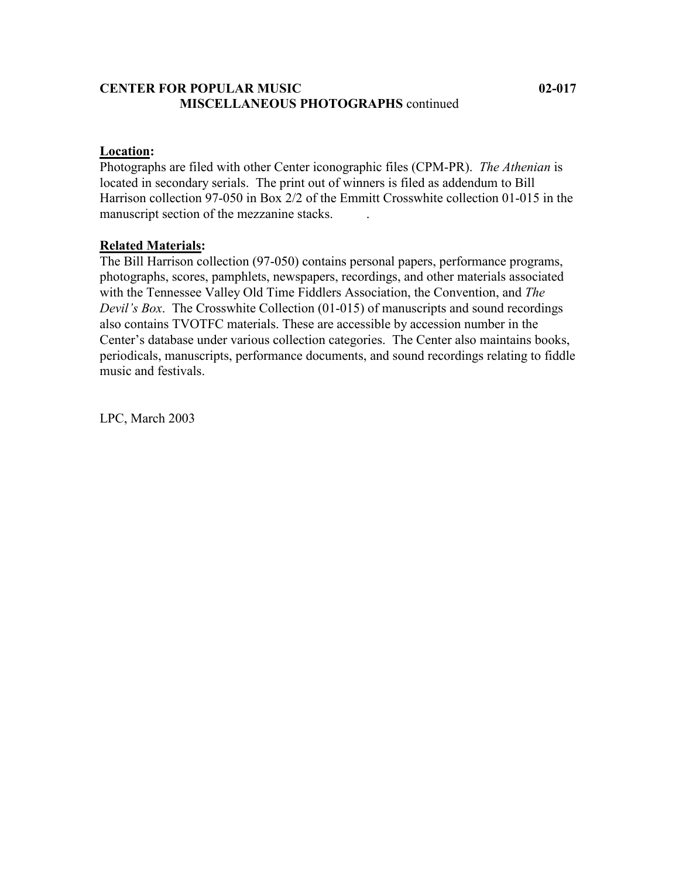**Location:**
Photographs are filed with other Center iconographic files (CPM-PR). *The Athenian* is located in secondary serials. The print out of winners is filed as addendum to Bill Harrison collection 97-050 in Box 2/2 of the Emmitt Crosswhite collection 01-015 in the manuscript section of the mezzanine stacks.

**Related Materials:**
The Bill Harrison collection (97-050) contains personal papers, performance programs, photographs, scores, pamphlets, newspapers, recordings, and other materials associated with the Tennessee Valley Old Time Fiddlers Association, the Convention, and *The Devil's Box*. The Crosswhite Collection (01-015) of manuscripts and sound recordings also contains TVOTFC materials. These are accessible by accession number in the Center's database under various collection categories. The Center also maintains books, periodicals, manuscripts, performance documents, and sound recordings relating to fiddle music and festivals.

LPC, March 2003